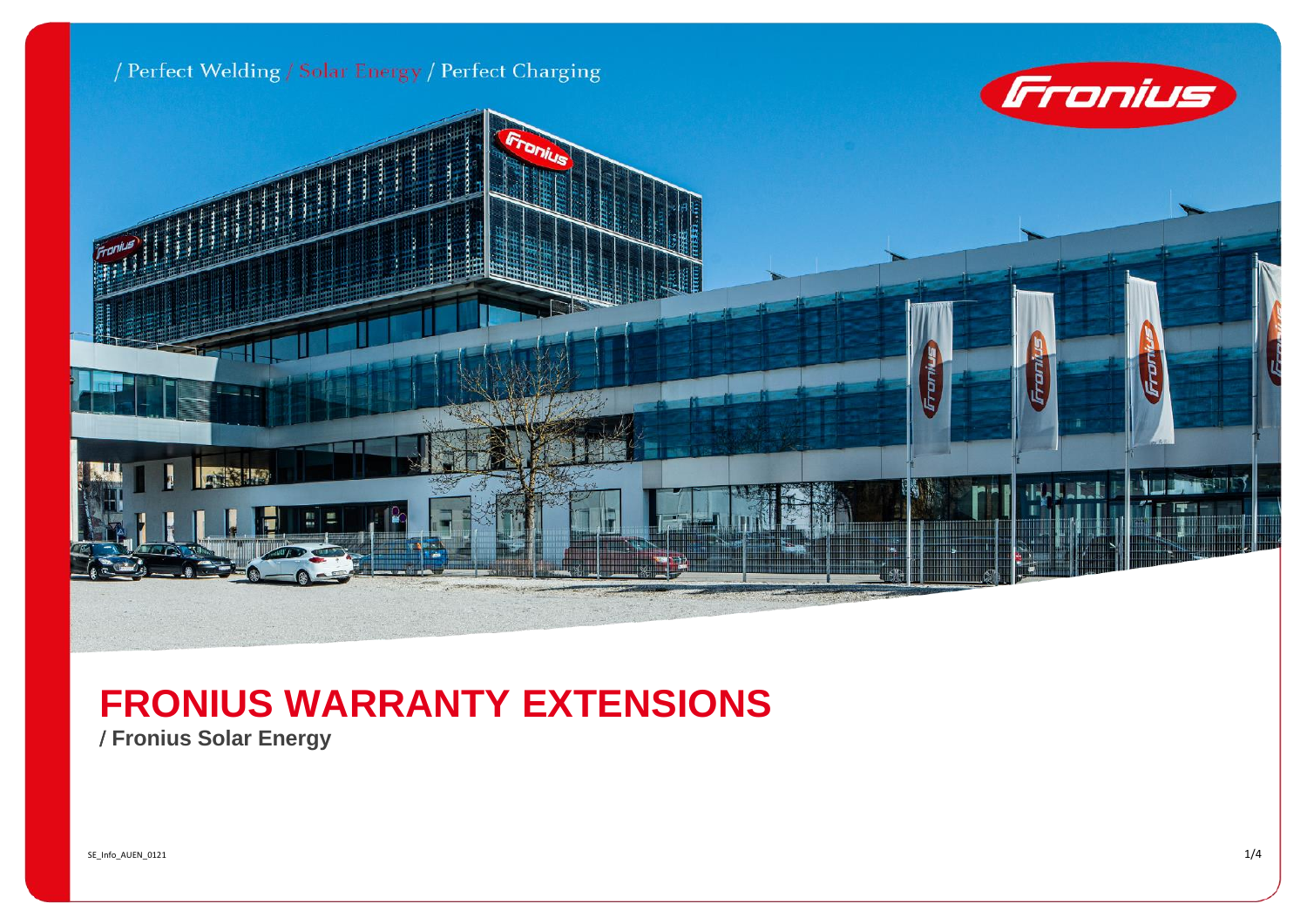/ Perfect Welding / Solar Energy / Perfect Charging

# FRONIUS WARRANTY EXTENSIONS

**/ Fronius Solar Energy**

SE_Info_AUEN_0121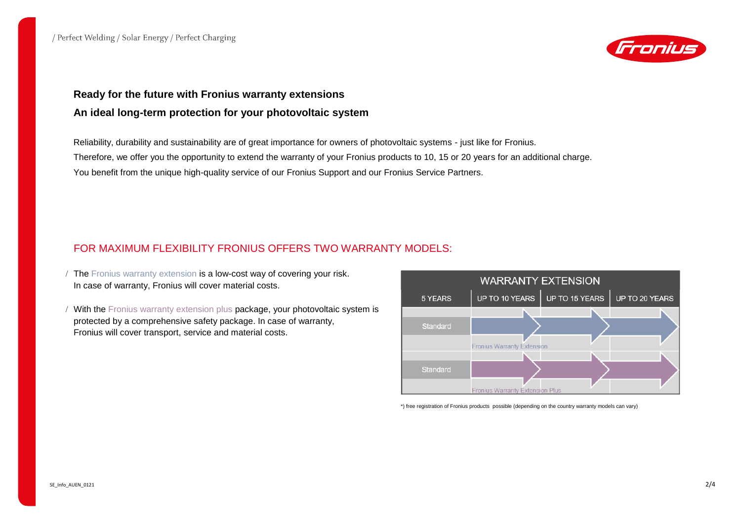## Ready for the future with Fronius warranty extensions

## An ideal long-term protection for your photovoltaic system

Reliability, durability and sustainability are of great importance for owners of photovoltaic systems - just like for Fronius.

Therefore, we offer you the opportunity to extend the warranty of your Fronius products to 10, 15 or 20 years for an additional charge.

You benefit from the unique high-quality service of our Fronius Support and our Fronius Service Partners.

### FOR MAXIMUM FLEXIBILITY FRONIUS OFFERS TWO WARRANTY MODELS:

- The Fronius warranty extension is a low-cost way of covering your risk. In case of warranty, Fronius will cover material costs.
- With the Fronius warranty extension plus package, your photovoltaic system is protected by a comprehensive safety package. In case of warranty, Fronius will cover transport, service and material costs.

| WARRANTY EXTENSION | | | |
|---|---|---|---|
| 5 YEARS | UP TO 10 YEARS | UP TO 15 YEARS | UP TO 20 YEARS |
| Standard | Fronius Warranty Extension | | |
| Standard | Fronius Warranty Extension Plus | | |

*) free registration of Fronius products  possible (depending on the country warranty models can vary)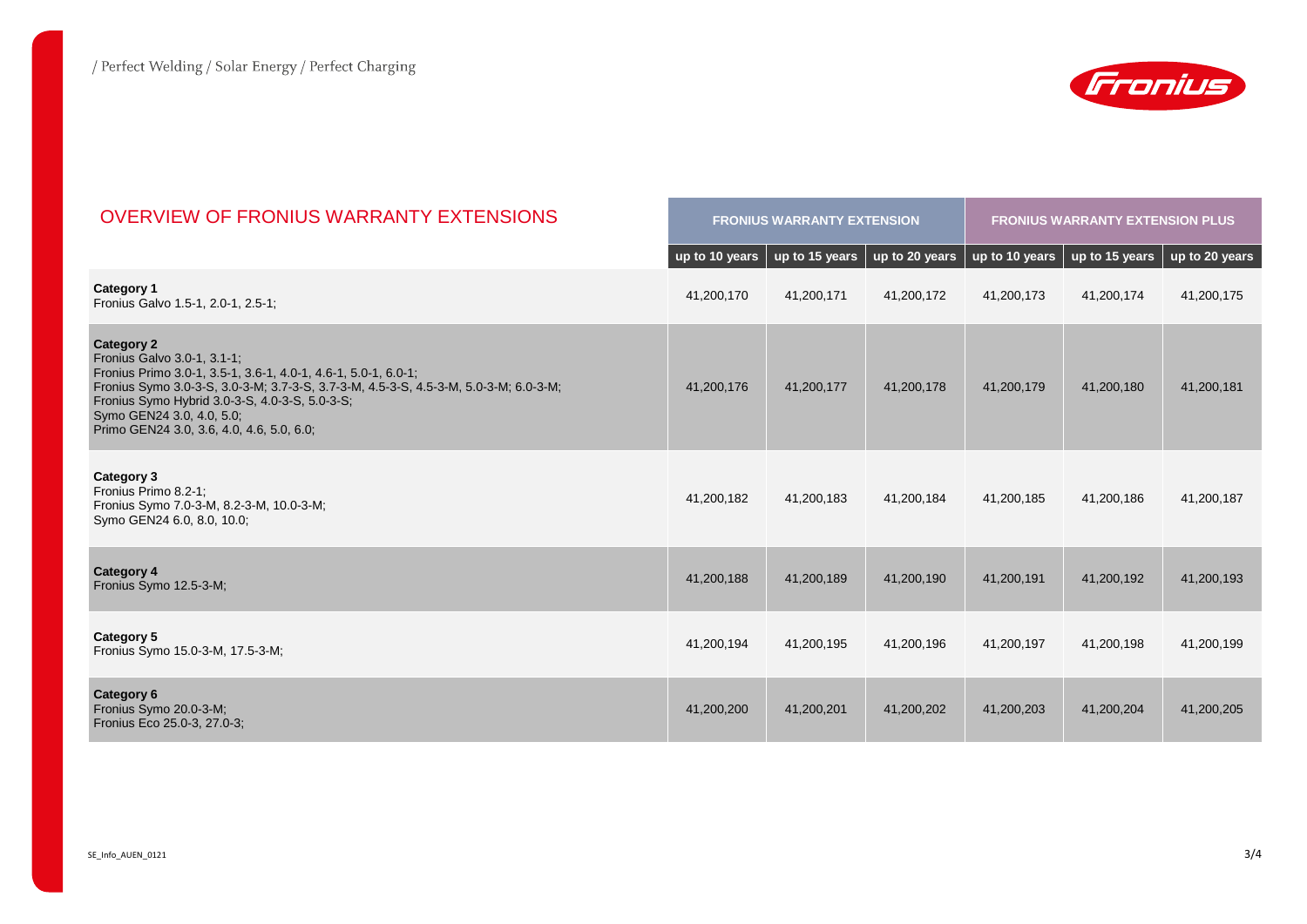/ Perfect Welding / Solar Energy / Perfect Charging

# OVERVIEW OF FRONIUS WARRANTY EXTENSIONS

| | FRONIUS WARRANTY EXTENSION | | | FRONIUS WARRANTY EXTENSION PLUS | | |
|---|---|---|---|---|---|---|
| | up to 10 years | up to 15 years | up to 20 years | up to 10 years | up to 15 years | up to 20 years |
| **Category 1**<br>Fronius Galvo 1.5-1, 2.0-1, 2.5-1; | 41,200,170 | 41,200,171 | 41,200,172 | 41,200,173 | 41,200,174 | 41,200,175 |
| **Category 2**<br>Fronius Galvo 3.0-1, 3.1-1;<br>Fronius Primo 3.0-1, 3.5-1, 3.6-1, 4.0-1, 4.6-1, 5.0-1, 6.0-1;<br>Fronius Symo 3.0-3-S, 3.0-3-M; 3.7-3-S, 3.7-3-M, 4.5-3-S, 4.5-3-M, 5.0-3-M; 6.0-3-M;<br>Fronius Symo Hybrid 3.0-3-S, 4.0-3-S, 5.0-3-S;<br>Symo GEN24 3.0, 4.0, 5.0;<br>Primo GEN24 3.0, 3.6, 4.0, 4.6, 5.0, 6.0; | 41,200,176 | 41,200,177 | 41,200,178 | 41,200,179 | 41,200,180 | 41,200,181 |
| **Category 3**<br>Fronius Primo 8.2-1;<br>Fronius Symo 7.0-3-M, 8.2-3-M, 10.0-3-M;<br>Symo GEN24 6.0, 8.0, 10.0; | 41,200,182 | 41,200,183 | 41,200,184 | 41,200,185 | 41,200,186 | 41,200,187 |
| **Category 4**<br>Fronius Symo 12.5-3-M; | 41,200,188 | 41,200,189 | 41,200,190 | 41,200,191 | 41,200,192 | 41,200,193 |
| **Category 5**<br>Fronius Symo 15.0-3-M, 17.5-3-M; | 41,200,194 | 41,200,195 | 41,200,196 | 41,200,197 | 41,200,198 | 41,200,199 |
| **Category 6**<br>Fronius Symo 20.0-3-M;<br>Fronius Eco 25.0-3, 27.0-3; | 41,200,200 | 41,200,201 | 41,200,202 | 41,200,203 | 41,200,204 | 41,200,205 |

SE_Info_AUEN_0121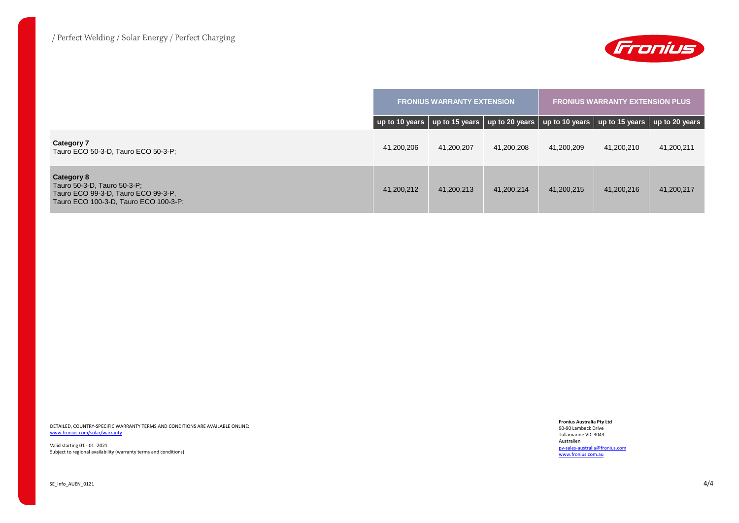| | FRONIUS WARRANTY EXTENSION | | | FRONIUS WARRANTY EXTENSION PLUS | | |
|---|---|---|---|---|---|---|
| | up to 10 years | up to 15 years | up to 20 years | up to 10 years | up to 15 years | up to 20 years |
| **Category 7**<br>Tauro ECO 50-3-D, Tauro ECO 50-3-P; | 41,200,206 | 41,200,207 | 41,200,208 | 41,200,209 | 41,200,210 | 41,200,211 |
| **Category 8**<br>Tauro 50-3-D, Tauro 50-3-P;<br>Tauro ECO 99-3-D, Tauro ECO 99-3-P,<br>Tauro ECO 100-3-D, Tauro ECO 100-3-P; | 41,200,212 | 41,200,213 | 41,200,214 | 41,200,215 | 41,200,216 | 41,200,217 |

DETAILED, COUNTRY-SPECIFIC WARRANTY TERMS AND CONDITIONS ARE AVAILABLE ONLINE:
www.fronius.com/solar/warranty

Valid starting 01 - 01 -2021
Subject to regional availability (warranty terms and conditions)

**Fronius Australia Pty Ltd**
90-90 Lambeck Drive
Tullamarine VIC 3043
Australien
pv-sales-australia@fronius.com
www.fronius.com.au

SE_Info_AUEN_0121